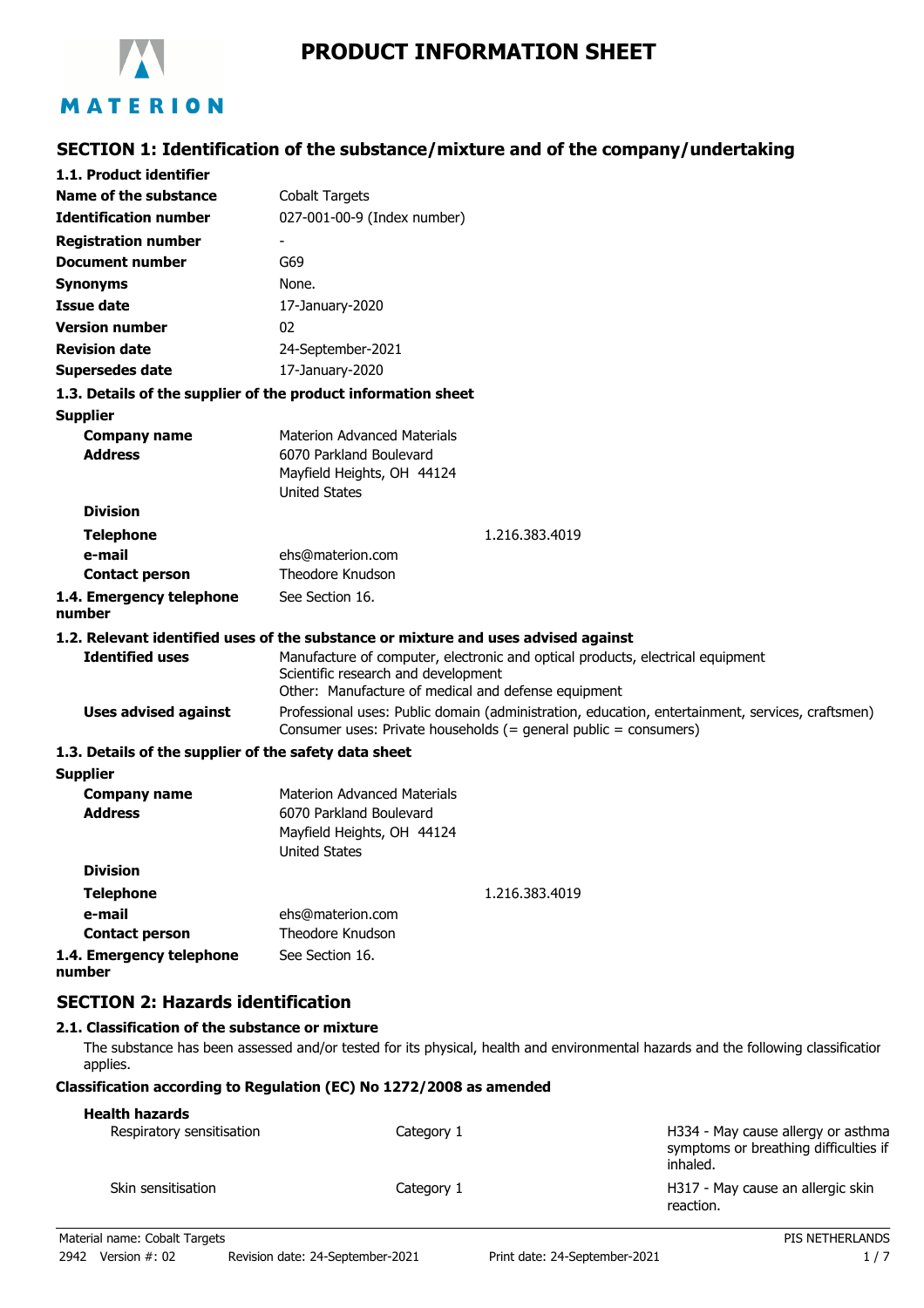# PRODUCT INFORMATION SHEET

## SECTION 1: Identification of the substance/mixture and of the company/undertaking

### 1.1. Product identifier

| | |
|---|---|
| **Name of the substance** | Cobalt Targets |
| **Identification number** | 027-001-00-9 (Index number) |
| **Registration number** | - |
| **Document number** | G69 |
| **Synonyms** | None. |
| **Issue date** | 17-January-2020 |
| **Version number** | 02 |
| **Revision date** | 24-September-2021 |
| **Supersedes date** | 17-January-2020 |

### 1.3. Details of the supplier of the product information sheet

**Supplier**

| | |
|---|---|
| **Company name** | Materion Advanced Materials |
| **Address** | 6070 Parkland Boulevard<br>Mayfield Heights, OH 44124<br>United States |
| **Division** | |
| **Telephone** | 1.216.383.4019 |
| **e-mail** | ehs@materion.com |
| **Contact person** | Theodore Knudson |
| **1.4. Emergency telephone number** | See Section 16. |

### 1.2. Relevant identified uses of the substance or mixture and uses advised against

| | |
|---|---|
| **Identified uses** | Manufacture of computer, electronic and optical products, electrical equipment<br>Scientific research and development<br>Other: Manufacture of medical and defense equipment |
| **Uses advised against** | Professional uses: Public domain (administration, education, entertainment, services, craftsmen)<br>Consumer uses: Private households (= general public = consumers) |

### 1.3. Details of the supplier of the safety data sheet

**Supplier**

| | |
|---|---|
| **Company name** | Materion Advanced Materials |
| **Address** | 6070 Parkland Boulevard<br>Mayfield Heights, OH 44124<br>United States |
| **Division** | |
| **Telephone** | 1.216.383.4019 |
| **e-mail** | ehs@materion.com |
| **Contact person** | Theodore Knudson |
| **1.4. Emergency telephone number** | See Section 16. |

## SECTION 2: Hazards identification

### 2.1. Classification of the substance or mixture

The substance has been assessed and/or tested for its physical, health and environmental hazards and the following classification applies.

**Classification according to Regulation (EC) No 1272/2008 as amended**

**Health hazards**

| | | |
|---|---|---|
| Respiratory sensitisation | Category 1 | H334 - May cause allergy or asthma symptoms or breathing difficulties if inhaled. |
| Skin sensitisation | Category 1 | H317 - May cause an allergic skin reaction. |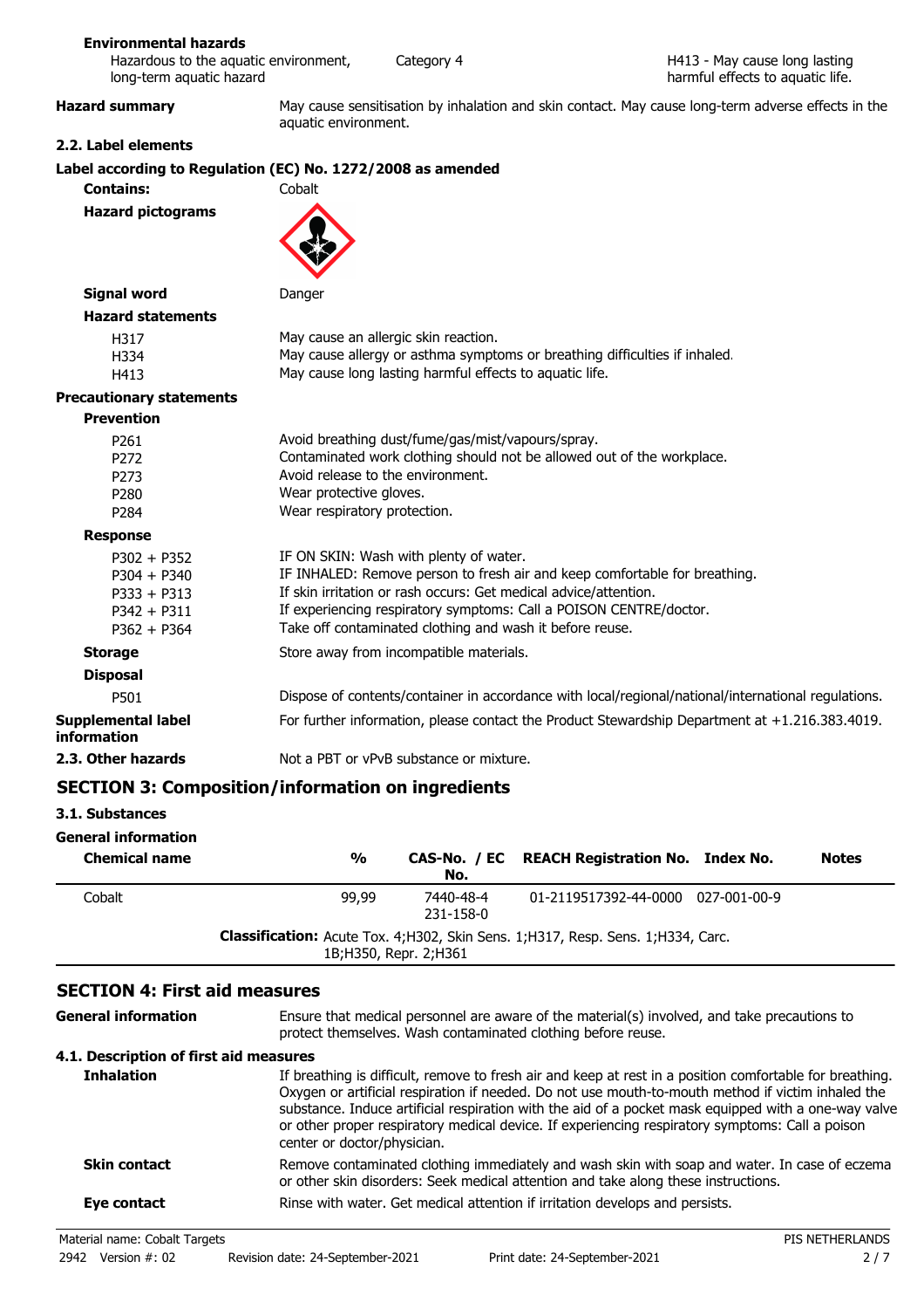**Environmental hazards**

| | | |
|---|---|---|
| Hazardous to the aquatic environment, long-term aquatic hazard | Category 4 | H413 - May cause long lasting harmful effects to aquatic life. |

**Hazard summary** May cause sensitisation by inhalation and skin contact. May cause long-term adverse effects in the aquatic environment.

### 2.2. Label elements

**Label according to Regulation (EC) No. 1272/2008 as amended**

**Contains:** Cobalt

**Hazard pictograms**

**Signal word** Danger

**Hazard statements**

| | |
|---|---|
| H317 | May cause an allergic skin reaction. |
| H334 | May cause allergy or asthma symptoms or breathing difficulties if inhaled. |
| H413 | May cause long lasting harmful effects to aquatic life. |

**Precautionary statements**

**Prevention**

| | |
|---|---|
| P261 | Avoid breathing dust/fume/gas/mist/vapours/spray. |
| P272 | Contaminated work clothing should not be allowed out of the workplace. |
| P273 | Avoid release to the environment. |
| P280 | Wear protective gloves. |
| P284 | Wear respiratory protection. |

**Response**

| | |
|---|---|
| P302 + P352 | IF ON SKIN: Wash with plenty of water. |
| P304 + P340 | IF INHALED: Remove person to fresh air and keep comfortable for breathing. |
| P333 + P313 | If skin irritation or rash occurs: Get medical advice/attention. |
| P342 + P311 | If experiencing respiratory symptoms: Call a POISON CENTRE/doctor. |
| P362 + P364 | Take off contaminated clothing and wash it before reuse. |

**Storage** Store away from incompatible materials.

**Disposal**

| | |
|---|---|
| P501 | Dispose of contents/container in accordance with local/regional/national/international regulations. |

**Supplemental label information** For further information, please contact the Product Stewardship Department at +1.216.383.4019.

**2.3. Other hazards** Not a PBT or vPvB substance or mixture.

## SECTION 3: Composition/information on ingredients

### 3.1. Substances

**General information**

| Chemical name | % | CAS-No. / EC No. | REACH Registration No. | Index No. | Notes |
|---|---|---|---|---|---|
| Cobalt | 99,99 | 7440-48-4 231-158-0 | 01-2119517392-44-0000 | 027-001-00-9 | |
| | **Classification:** Acute Tox. 4;H302, Skin Sens. 1;H317, Resp. Sens. 1;H334, Carc. 1B;H350, Repr. 2;H361 | | | | |

## SECTION 4: First aid measures

**General information** Ensure that medical personnel are aware of the material(s) involved, and take precautions to protect themselves. Wash contaminated clothing before reuse.

### 4.1. Description of first aid measures

**Inhalation** If breathing is difficult, remove to fresh air and keep at rest in a position comfortable for breathing. Oxygen or artificial respiration if needed. Do not use mouth-to-mouth method if victim inhaled the substance. Induce artificial respiration with the aid of a pocket mask equipped with a one-way valve or other proper respiratory medical device. If experiencing respiratory symptoms: Call a poison center or doctor/physician.

**Skin contact** Remove contaminated clothing immediately and wash skin with soap and water. In case of eczema or other skin disorders: Seek medical attention and take along these instructions.

**Eye contact** Rinse with water. Get medical attention if irritation develops and persists.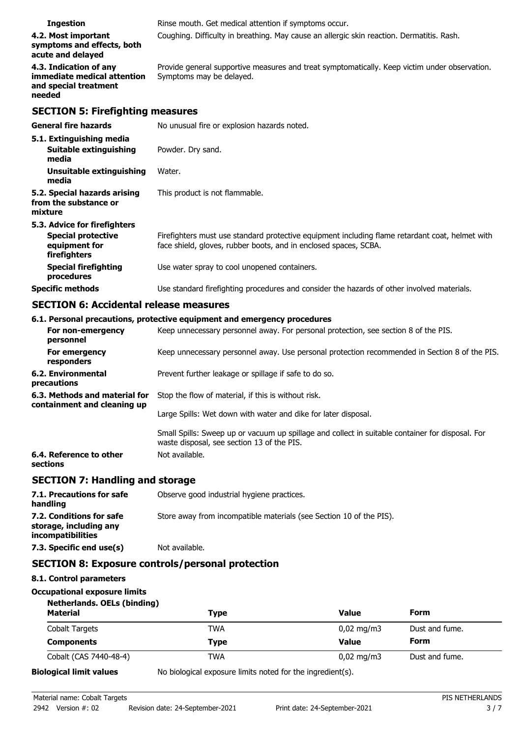| | |
|---|---|
| **Ingestion** | Rinse mouth. Get medical attention if symptoms occur. |
| **4.2. Most important symptoms and effects, both acute and delayed** | Coughing. Difficulty in breathing. May cause an allergic skin reaction. Dermatitis. Rash. |
| **4.3. Indication of any immediate medical attention and special treatment needed** | Provide general supportive measures and treat symptomatically. Keep victim under observation. Symptoms may be delayed. |

## SECTION 5: Firefighting measures

| | |
|---|---|
| **General fire hazards** | No unusual fire or explosion hazards noted. |
| **5.1. Extinguishing media** | |
| **Suitable extinguishing media** | Powder. Dry sand. |
| **Unsuitable extinguishing media** | Water. |
| **5.2. Special hazards arising from the substance or mixture** | This product is not flammable. |
| **5.3. Advice for firefighters** | |
| **Special protective equipment for firefighters** | Firefighters must use standard protective equipment including flame retardant coat, helmet with face shield, gloves, rubber boots, and in enclosed spaces, SCBA. |
| **Special firefighting procedures** | Use water spray to cool unopened containers. |
| **Specific methods** | Use standard firefighting procedures and consider the hazards of other involved materials. |

## SECTION 6: Accidental release measures

**6.1. Personal precautions, protective equipment and emergency procedures**

| | |
|---|---|
| **For non-emergency personnel** | Keep unnecessary personnel away. For personal protection, see section 8 of the PIS. |
| **For emergency responders** | Keep unnecessary personnel away. Use personal protection recommended in Section 8 of the PIS. |
| **6.2. Environmental precautions** | Prevent further leakage or spillage if safe to do so. |
| **6.3. Methods and material for containment and cleaning up** | Stop the flow of material, if this is without risk.<br><br>Large Spills: Wet down with water and dike for later disposal.<br><br>Small Spills: Sweep up or vacuum up spillage and collect in suitable container for disposal. For waste disposal, see section 13 of the PIS. |
| **6.4. Reference to other sections** | Not available. |

## SECTION 7: Handling and storage

| | |
|---|---|
| **7.1. Precautions for safe handling** | Observe good industrial hygiene practices. |
| **7.2. Conditions for safe storage, including any incompatibilities** | Store away from incompatible materials (see Section 10 of the PIS). |
| **7.3. Specific end use(s)** | Not available. |

## SECTION 8: Exposure controls/personal protection

**8.1. Control parameters**

**Occupational exposure limits**

**Netherlands. OELs (binding)**

| Material | Type | Value | Form |
|---|---|---|---|
| Cobalt Targets | TWA | 0,02 mg/m3 | Dust and fume. |
| **Components** | **Type** | **Value** | **Form** |
| Cobalt (CAS 7440-48-4) | TWA | 0,02 mg/m3 | Dust and fume. |

**Biological limit values** No biological exposure limits noted for the ingredient(s).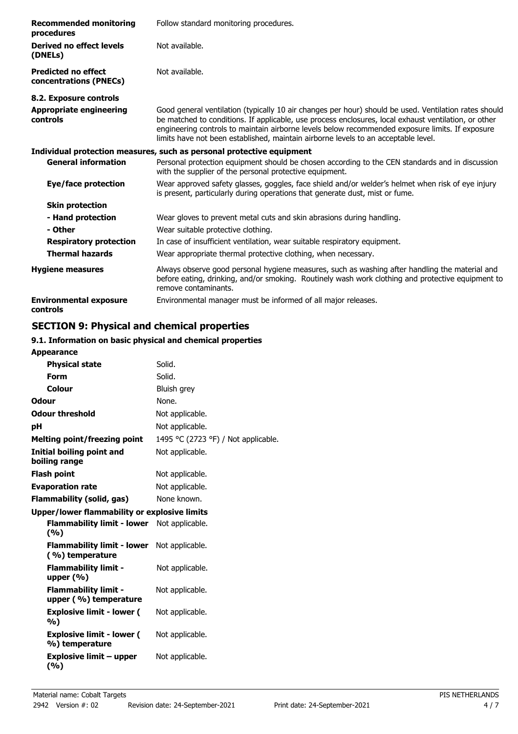| | |
|---|---|
| **Recommended monitoring procedures** | Follow standard monitoring procedures. |
| **Derived no effect levels (DNELs)** | Not available. |
| **Predicted no effect concentrations (PNECs)** | Not available. |

**8.2. Exposure controls**

| | |
|---|---|
| **Appropriate engineering controls** | Good general ventilation (typically 10 air changes per hour) should be used. Ventilation rates should be matched to conditions. If applicable, use process enclosures, local exhaust ventilation, or other engineering controls to maintain airborne levels below recommended exposure limits. If exposure limits have not been established, maintain airborne levels to an acceptable level. |

**Individual protection measures, such as personal protective equipment**

| | |
|---|---|
| **General information** | Personal protection equipment should be chosen according to the CEN standards and in discussion with the supplier of the personal protective equipment. |
| **Eye/face protection** | Wear approved safety glasses, goggles, face shield and/or welder's helmet when risk of eye injury is present, particularly during operations that generate dust, mist or fume. |
| **Skin protection** | |
| **- Hand protection** | Wear gloves to prevent metal cuts and skin abrasions during handling. |
| **- Other** | Wear suitable protective clothing. |
| **Respiratory protection** | In case of insufficient ventilation, wear suitable respiratory equipment. |
| **Thermal hazards** | Wear appropriate thermal protective clothing, when necessary. |
| **Hygiene measures** | Always observe good personal hygiene measures, such as washing after handling the material and before eating, drinking, and/or smoking. Routinely wash work clothing and protective equipment to remove contaminants. |
| **Environmental exposure controls** | Environmental manager must be informed of all major releases. |

## SECTION 9: Physical and chemical properties

**9.1. Information on basic physical and chemical properties**

| | |
|---|---|
| **Appearance** | |
| **Physical state** | Solid. |
| **Form** | Solid. |
| **Colour** | Bluish grey |
| **Odour** | None. |
| **Odour threshold** | Not applicable. |
| **pH** | Not applicable. |
| **Melting point/freezing point** | 1495 °C (2723 °F) / Not applicable. |
| **Initial boiling point and boiling range** | Not applicable. |
| **Flash point** | Not applicable. |
| **Evaporation rate** | Not applicable. |
| **Flammability (solid, gas)** | None known. |
| **Upper/lower flammability or explosive limits** | |
| **Flammability limit - lower (%)** | Not applicable. |
| **Flammability limit - lower (%) temperature** | Not applicable. |
| **Flammability limit - upper (%)** | Not applicable. |
| **Flammability limit - upper (%) temperature** | Not applicable. |
| **Explosive limit - lower (%)** | Not applicable. |
| **Explosive limit - lower (%) temperature** | Not applicable. |
| **Explosive limit – upper (%)** | Not applicable. |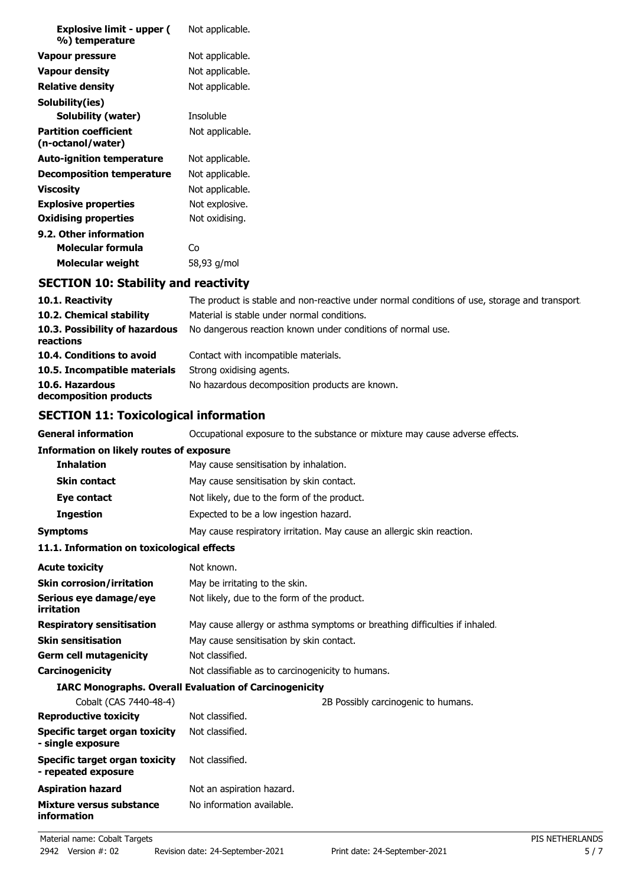| | |
|---|---|
| **Explosive limit - upper ( %) temperature** | Not applicable. |
| **Vapour pressure** | Not applicable. |
| **Vapour density** | Not applicable. |
| **Relative density** | Not applicable. |
| **Solubility(ies)** | |
| **Solubility (water)** | Insoluble |
| **Partition coefficient (n-octanol/water)** | Not applicable. |
| **Auto-ignition temperature** | Not applicable. |
| **Decomposition temperature** | Not applicable. |
| **Viscosity** | Not applicable. |
| **Explosive properties** | Not explosive. |
| **Oxidising properties** | Not oxidising. |
| **9.2. Other information** | |
| **Molecular formula** | Co |
| **Molecular weight** | 58,93 g/mol |

## SECTION 10: Stability and reactivity

| | |
|---|---|
| **10.1. Reactivity** | The product is stable and non-reactive under normal conditions of use, storage and transport. |
| **10.2. Chemical stability** | Material is stable under normal conditions. |
| **10.3. Possibility of hazardous reactions** | No dangerous reaction known under conditions of normal use. |
| **10.4. Conditions to avoid** | Contact with incompatible materials. |
| **10.5. Incompatible materials** | Strong oxidising agents. |
| **10.6. Hazardous decomposition products** | No hazardous decomposition products are known. |

## SECTION 11: Toxicological information

| | |
|---|---|
| **General information** | Occupational exposure to the substance or mixture may cause adverse effects. |
| **Information on likely routes of exposure** | |
| **Inhalation** | May cause sensitisation by inhalation. |
| **Skin contact** | May cause sensitisation by skin contact. |
| **Eye contact** | Not likely, due to the form of the product. |
| **Ingestion** | Expected to be a low ingestion hazard. |
| **Symptoms** | May cause respiratory irritation. May cause an allergic skin reaction. |

**11.1. Information on toxicological effects**

| | |
|---|---|
| **Acute toxicity** | Not known. |
| **Skin corrosion/irritation** | May be irritating to the skin. |
| **Serious eye damage/eye irritation** | Not likely, due to the form of the product. |
| **Respiratory sensitisation** | May cause allergy or asthma symptoms or breathing difficulties if inhaled. |
| **Skin sensitisation** | May cause sensitisation by skin contact. |
| **Germ cell mutagenicity** | Not classified. |
| **Carcinogenicity** | Not classifiable as to carcinogenicity to humans. |
| **IARC Monographs. Overall Evaluation of Carcinogenicity** | |
| Cobalt (CAS 7440-48-4) | 2B Possibly carcinogenic to humans. |
| **Reproductive toxicity** | Not classified. |
| **Specific target organ toxicity - single exposure** | Not classified. |
| **Specific target organ toxicity - repeated exposure** | Not classified. |
| **Aspiration hazard** | Not an aspiration hazard. |
| **Mixture versus substance information** | No information available. |

Material name: Cobalt Targets
2942 Version #: 02 Revision date: 24-September-2021 Print date: 24-September-2021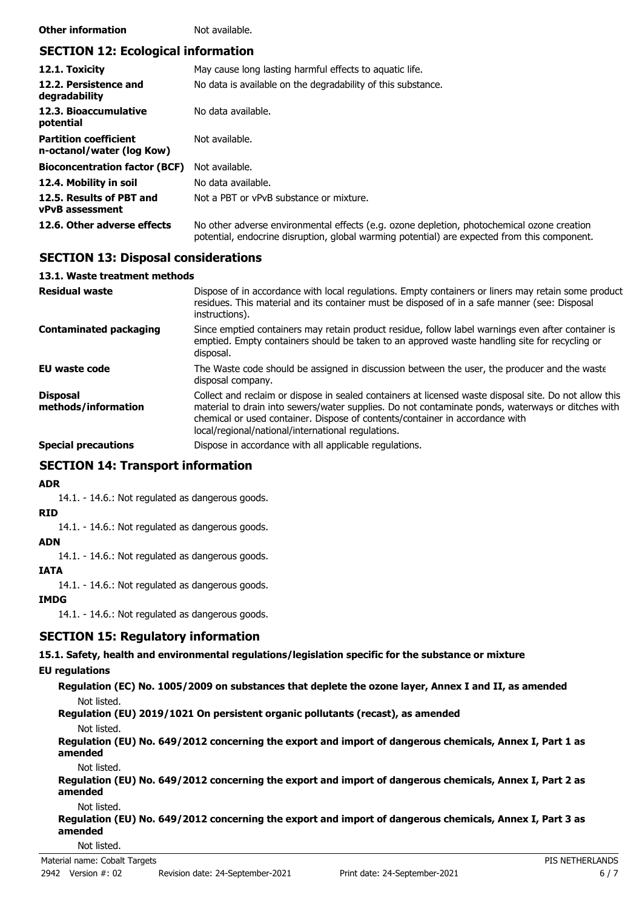| | |
|---|---|
| **Other information** | Not available. |

## SECTION 12: Ecological information

| | |
|---|---|
| **12.1. Toxicity** | May cause long lasting harmful effects to aquatic life. |
| **12.2. Persistence and degradability** | No data is available on the degradability of this substance. |
| **12.3. Bioaccumulative potential** | No data available. |
| **Partition coefficient n-octanol/water (log Kow)** | Not available. |
| **Bioconcentration factor (BCF)** | Not available. |
| **12.4. Mobility in soil** | No data available. |
| **12.5. Results of PBT and vPvB assessment** | Not a PBT or vPvB substance or mixture. |
| **12.6. Other adverse effects** | No other adverse environmental effects (e.g. ozone depletion, photochemical ozone creation potential, endocrine disruption, global warming potential) are expected from this component. |

## SECTION 13: Disposal considerations

### 13.1. Waste treatment methods

| | |
|---|---|
| **Residual waste** | Dispose of in accordance with local regulations. Empty containers or liners may retain some product residues. This material and its container must be disposed of in a safe manner (see: Disposal instructions). |
| **Contaminated packaging** | Since emptied containers may retain product residue, follow label warnings even after container is emptied. Empty containers should be taken to an approved waste handling site for recycling or disposal. |
| **EU waste code** | The Waste code should be assigned in discussion between the user, the producer and the waste disposal company. |
| **Disposal methods/information** | Collect and reclaim or dispose in sealed containers at licensed waste disposal site. Do not allow this material to drain into sewers/water supplies. Do not contaminate ponds, waterways or ditches with chemical or used container. Dispose of contents/container in accordance with local/regional/national/international regulations. |
| **Special precautions** | Dispose in accordance with all applicable regulations. |

## SECTION 14: Transport information

**ADR**

14.1. - 14.6.: Not regulated as dangerous goods.

**RID**

14.1. - 14.6.: Not regulated as dangerous goods.

**ADN**

14.1. - 14.6.: Not regulated as dangerous goods.

**IATA**

14.1. - 14.6.: Not regulated as dangerous goods.

**IMDG**

14.1. - 14.6.: Not regulated as dangerous goods.

## SECTION 15: Regulatory information

**15.1. Safety, health and environmental regulations/legislation specific for the substance or mixture**

**EU regulations**

**Regulation (EC) No. 1005/2009 on substances that deplete the ozone layer, Annex I and II, as amended**

Not listed.

**Regulation (EU) 2019/1021 On persistent organic pollutants (recast), as amended**

Not listed.

**Regulation (EU) No. 649/2012 concerning the export and import of dangerous chemicals, Annex I, Part 1 as amended**

Not listed.

**Regulation (EU) No. 649/2012 concerning the export and import of dangerous chemicals, Annex I, Part 2 as amended**

Not listed.

**Regulation (EU) No. 649/2012 concerning the export and import of dangerous chemicals, Annex I, Part 3 as amended**

Not listed.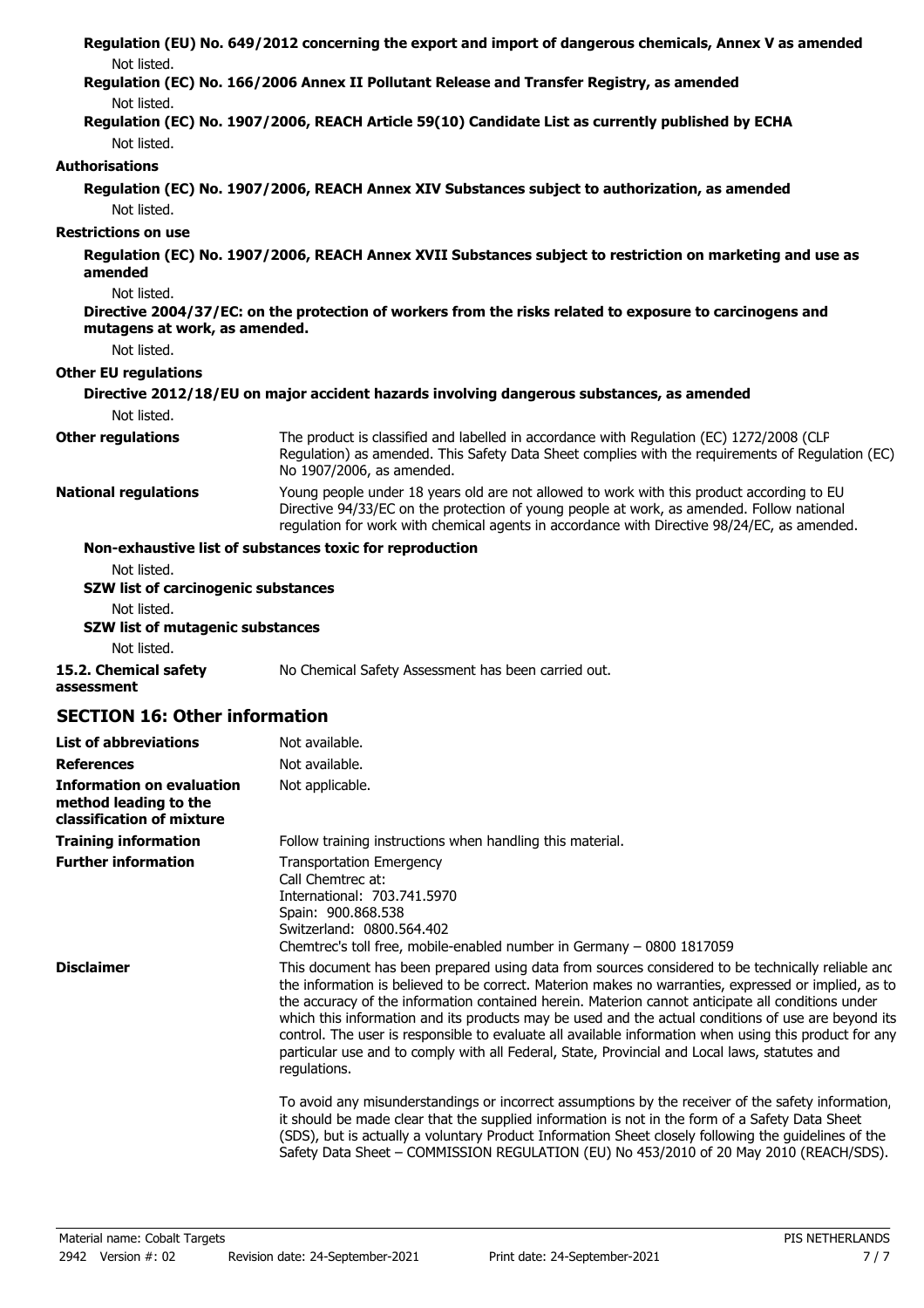**Regulation (EU) No. 649/2012 concerning the export and import of dangerous chemicals, Annex V as amended**

Not listed.

**Regulation (EC) No. 166/2006 Annex II Pollutant Release and Transfer Registry, as amended**

Not listed.

**Regulation (EC) No. 1907/2006, REACH Article 59(10) Candidate List as currently published by ECHA**

Not listed.

**Authorisations**

**Regulation (EC) No. 1907/2006, REACH Annex XIV Substances subject to authorization, as amended**

Not listed.

**Restrictions on use**

**Regulation (EC) No. 1907/2006, REACH Annex XVII Substances subject to restriction on marketing and use as amended**

Not listed.

**Directive 2004/37/EC: on the protection of workers from the risks related to exposure to carcinogens and mutagens at work, as amended.**

Not listed.

**Other EU regulations**

**Directive 2012/18/EU on major accident hazards involving dangerous substances, as amended**

Not listed.

**Other regulations** The product is classified and labelled in accordance with Regulation (EC) 1272/2008 (CLP Regulation) as amended. This Safety Data Sheet complies with the requirements of Regulation (EC) No 1907/2006, as amended.

**National regulations** Young people under 18 years old are not allowed to work with this product according to EU Directive 94/33/EC on the protection of young people at work, as amended. Follow national regulation for work with chemical agents in accordance with Directive 98/24/EC, as amended.

**Non-exhaustive list of substances toxic for reproduction**

Not listed.

**SZW list of carcinogenic substances**

Not listed.

**SZW list of mutagenic substances**

Not listed.

**15.2. Chemical safety assessment** No Chemical Safety Assessment has been carried out.

## SECTION 16: Other information

**List of abbreviations** Not available.

**References** Not available.

**Information on evaluation method leading to the classification of mixture** Not applicable.

**Training information** Follow training instructions when handling this material.

**Further information** Transportation Emergency
Call Chemtrec at:
International: 703.741.5970
Spain: 900.868.538
Switzerland: 0800.564.402
Chemtrec's toll free, mobile-enabled number in Germany – 0800 1817059

**Disclaimer** This document has been prepared using data from sources considered to be technically reliable and the information is believed to be correct. Materion makes no warranties, expressed or implied, as to the accuracy of the information contained herein. Materion cannot anticipate all conditions under which this information and its products may be used and the actual conditions of use are beyond its control. The user is responsible to evaluate all available information when using this product for any particular use and to comply with all Federal, State, Provincial and Local laws, statutes and regulations.

To avoid any misunderstandings or incorrect assumptions by the receiver of the safety information, it should be made clear that the supplied information is not in the form of a Safety Data Sheet (SDS), but is actually a voluntary Product Information Sheet closely following the guidelines of the Safety Data Sheet – COMMISSION REGULATION (EU) No 453/2010 of 20 May 2010 (REACH/SDS).